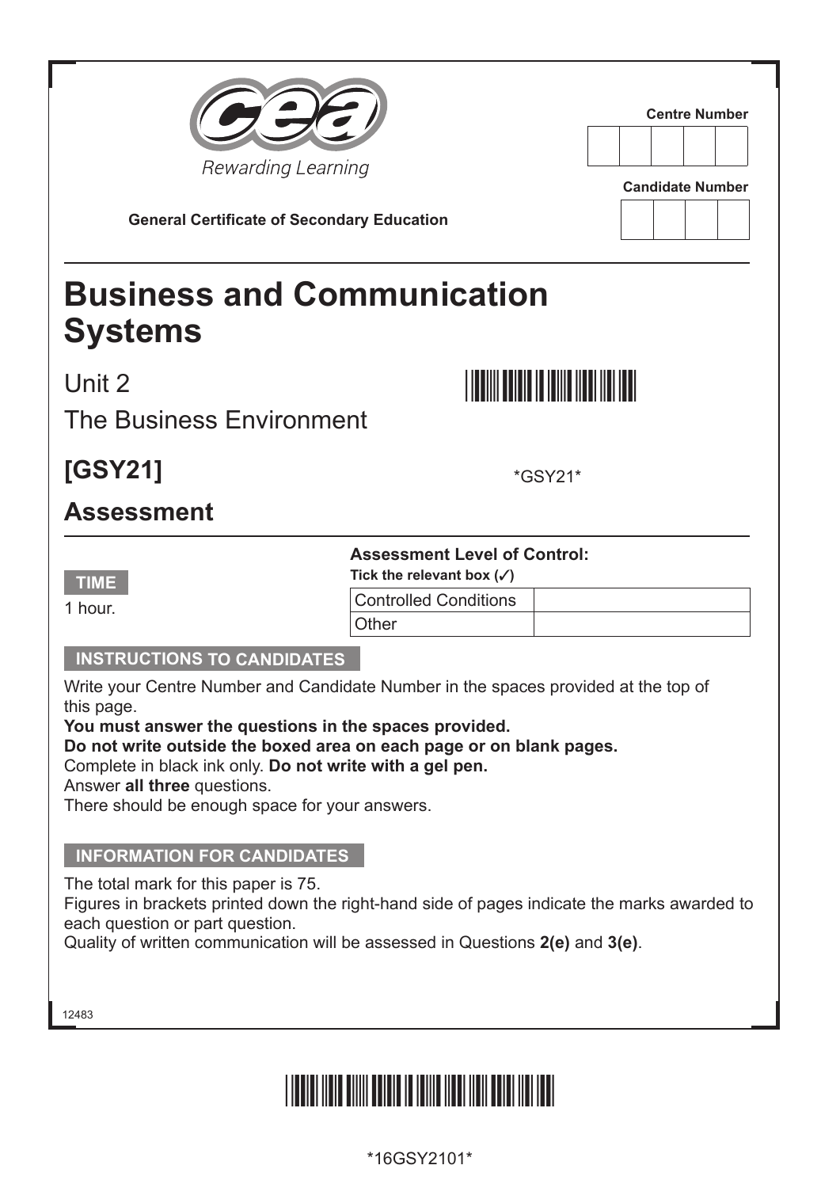Rewarding Learning

**Centre Number**

| | | | | |
|---|---|---|---|---|
| | | | | |

**Candidate Number**

| | | | |
|---|---|---|---|
| | | | |

**General Certificate of Secondary Education**

# Business and Communication Systems

Unit 2

The Business Environment

## [GSY21]

*GSY21*

## Assessment

**Assessment Level of Control:**
**Tick the relevant box (✓)**

| Controlled Conditions | |
|---|---|
| Other | |

**TIME**

1 hour.

**INSTRUCTIONS TO CANDIDATES**

Write your Centre Number and Candidate Number in the spaces provided at the top of this page.
**You must answer the questions in the spaces provided.**
**Do not write outside the boxed area on each page or on blank pages.**
Complete in black ink only. **Do not write with a gel pen.**
Answer **all three** questions.
There should be enough space for your answers.

**INFORMATION FOR CANDIDATES**

The total mark for this paper is 75.
Figures in brackets printed down the right-hand side of pages indicate the marks awarded to each question or part question.
Quality of written communication will be assessed in Questions **2(e)** and **3(e)**.

12483

*16GSY2101*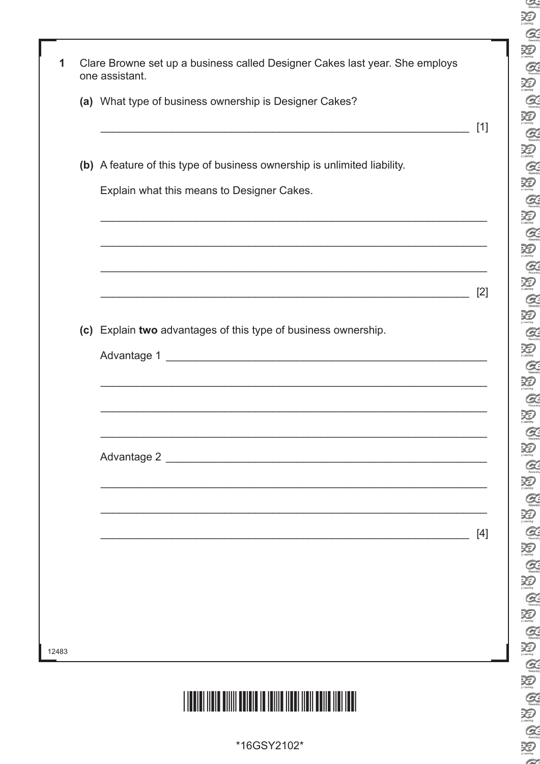**1** Clare Browne set up a business called Designer Cakes last year. She employs one assistant.

**(a)** What type of business ownership is Designer Cakes?

_______________________________________________ [1]

**(b)** A feature of this type of business ownership is unlimited liability.

Explain what this means to Designer Cakes.

_______________________________________________

_______________________________________________

_______________________________________________

_______________________________________________ [2]

**(c)** Explain **two** advantages of this type of business ownership.

Advantage 1 _______________________________________________

_______________________________________________

_______________________________________________

_______________________________________________

Advantage 2 _______________________________________________

_______________________________________________

_______________________________________________

_______________________________________________ [4]

12483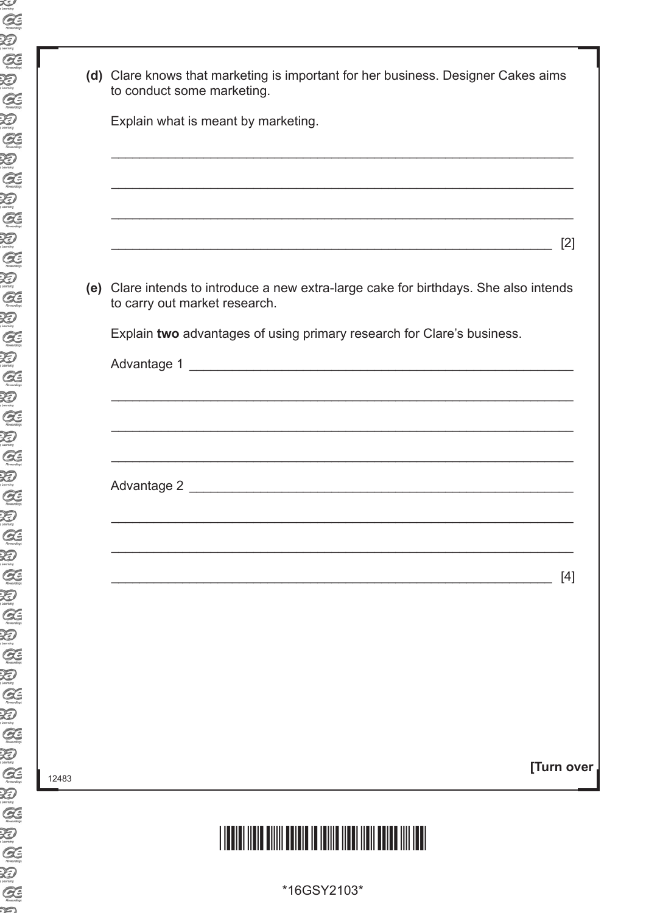**(d)** Clare knows that marketing is important for her business. Designer Cakes aims to conduct some marketing.

Explain what is meant by marketing.

______________________________________________________________________

______________________________________________________________________

______________________________________________________________________

______________________________________________________________________ [2]

**(e)** Clare intends to introduce a new extra-large cake for birthdays. She also intends to carry out market research.

Explain **two** advantages of using primary research for Clare's business.

Advantage 1 ___________________________________________________________

______________________________________________________________________

______________________________________________________________________

______________________________________________________________________

Advantage 2 ___________________________________________________________

______________________________________________________________________

______________________________________________________________________

______________________________________________________________________ [4]

**[Turn over**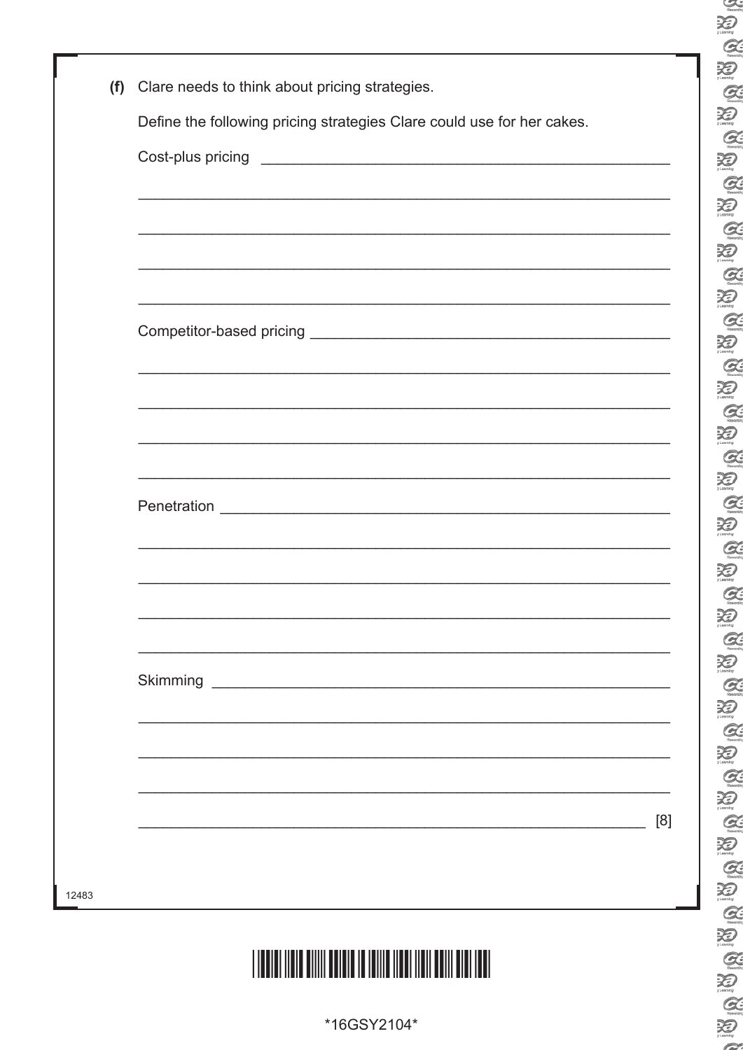**(f)** Clare needs to think about pricing strategies.

Define the following pricing strategies Clare could use for her cakes.

Cost-plus pricing ________________________________________________

__________________________________________________________________

__________________________________________________________________

__________________________________________________________________

__________________________________________________________________

Competitor-based pricing __________________________________________

__________________________________________________________________

__________________________________________________________________

__________________________________________________________________

__________________________________________________________________

Penetration ______________________________________________________

__________________________________________________________________

__________________________________________________________________

__________________________________________________________________

__________________________________________________________________

Skimming ________________________________________________________

__________________________________________________________________

__________________________________________________________________

__________________________________________________________________

________________________________________________________________ [8]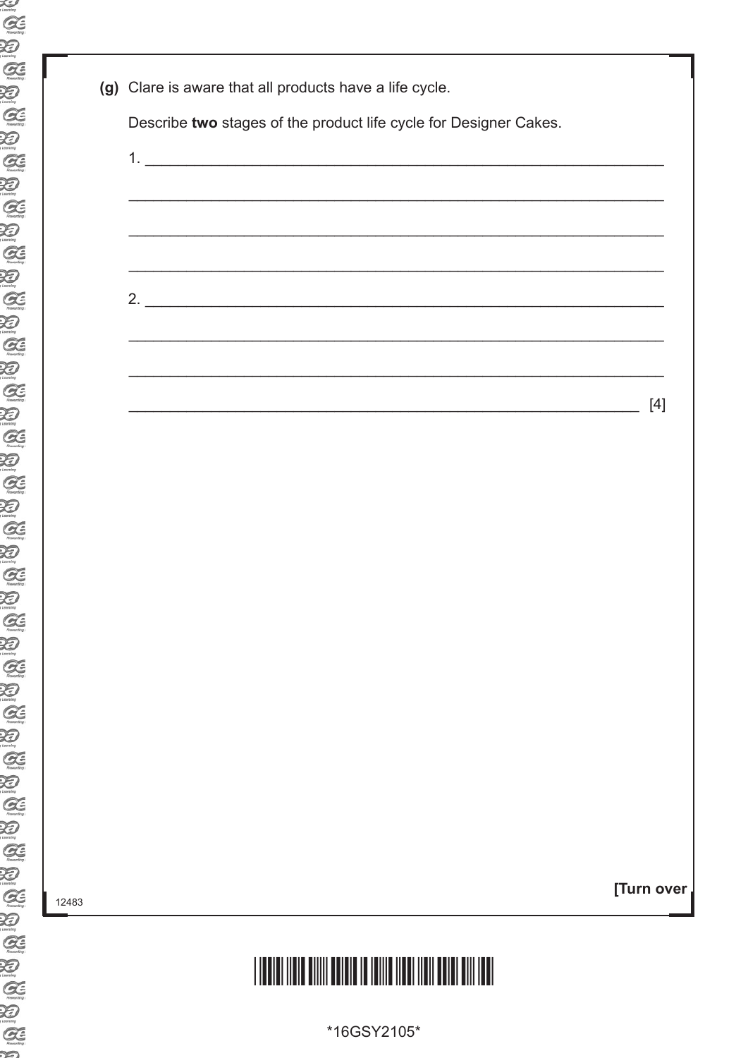**(g)** Clare is aware that all products have a life cycle.

Describe **two** stages of the product life cycle for Designer Cakes.

1. ______________________________________________________________

______________________________________________________________

______________________________________________________________

______________________________________________________________

2. ______________________________________________________________

______________________________________________________________

______________________________________________________________

______________________________________________________________ [4]

**[Turn over**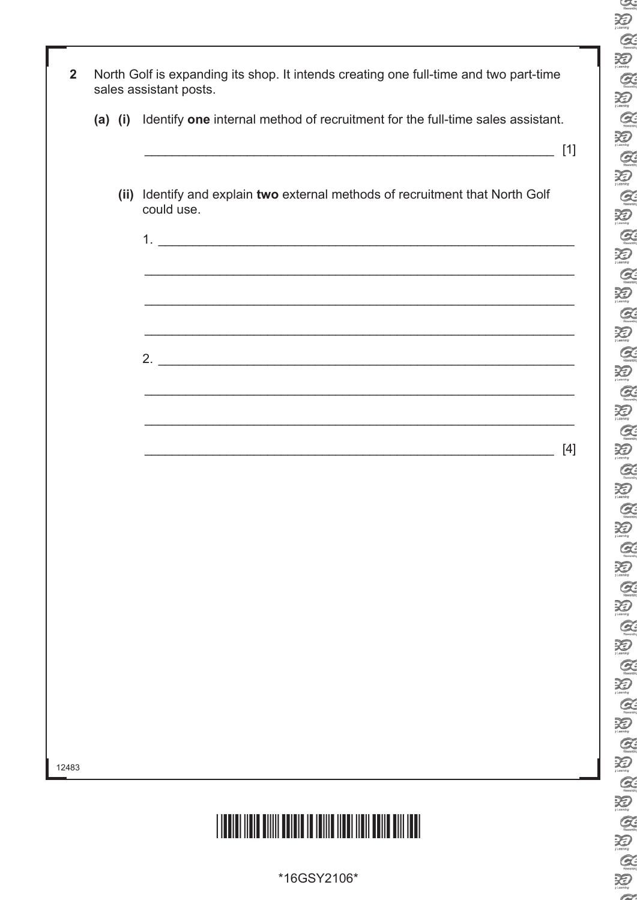**2** North Golf is expanding its shop. It intends creating one full-time and two part-time sales assistant posts.

**(a) (i)** Identify **one** internal method of recruitment for the full-time sales assistant.

_______________________________________________ [1]

**(ii)** Identify and explain **two** external methods of recruitment that North Golf could use.

1. _______________________________________________

_______________________________________________

_______________________________________________

_______________________________________________

2. _______________________________________________

_______________________________________________

_______________________________________________

_______________________________________________ [4]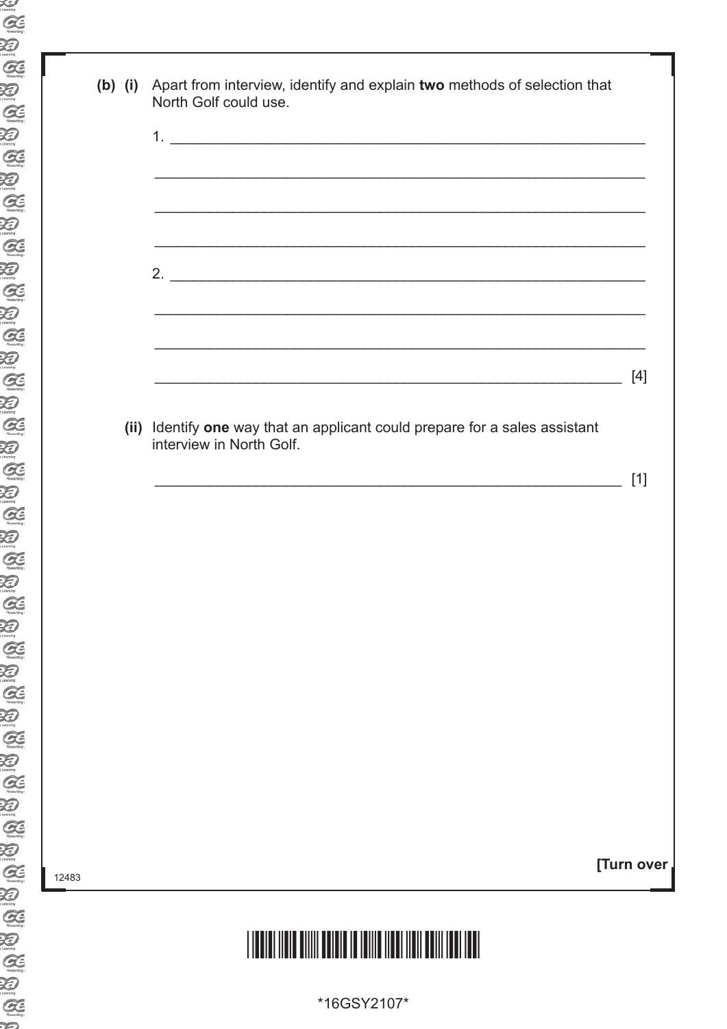**(b) (i)** Apart from interview, identify and explain **two** methods of selection that North Golf could use.

1. \_\_\_\_\_\_\_\_\_\_\_\_\_\_\_\_\_\_\_\_\_\_\_\_\_\_\_\_\_\_\_\_\_\_\_\_\_\_\_\_\_\_\_\_\_\_\_\_\_\_\_\_\_\_\_\_\_\_

\_\_\_\_\_\_\_\_\_\_\_\_\_\_\_\_\_\_\_\_\_\_\_\_\_\_\_\_\_\_\_\_\_\_\_\_\_\_\_\_\_\_\_\_\_\_\_\_\_\_\_\_\_\_\_\_\_\_\_\_

\_\_\_\_\_\_\_\_\_\_\_\_\_\_\_\_\_\_\_\_\_\_\_\_\_\_\_\_\_\_\_\_\_\_\_\_\_\_\_\_\_\_\_\_\_\_\_\_\_\_\_\_\_\_\_\_\_\_\_\_

\_\_\_\_\_\_\_\_\_\_\_\_\_\_\_\_\_\_\_\_\_\_\_\_\_\_\_\_\_\_\_\_\_\_\_\_\_\_\_\_\_\_\_\_\_\_\_\_\_\_\_\_\_\_\_\_\_\_\_\_

2. \_\_\_\_\_\_\_\_\_\_\_\_\_\_\_\_\_\_\_\_\_\_\_\_\_\_\_\_\_\_\_\_\_\_\_\_\_\_\_\_\_\_\_\_\_\_\_\_\_\_\_\_\_\_\_\_\_\_

\_\_\_\_\_\_\_\_\_\_\_\_\_\_\_\_\_\_\_\_\_\_\_\_\_\_\_\_\_\_\_\_\_\_\_\_\_\_\_\_\_\_\_\_\_\_\_\_\_\_\_\_\_\_\_\_\_\_\_\_

\_\_\_\_\_\_\_\_\_\_\_\_\_\_\_\_\_\_\_\_\_\_\_\_\_\_\_\_\_\_\_\_\_\_\_\_\_\_\_\_\_\_\_\_\_\_\_\_\_\_\_\_\_\_\_\_\_\_\_\_

\_\_\_\_\_\_\_\_\_\_\_\_\_\_\_\_\_\_\_\_\_\_\_\_\_\_\_\_\_\_\_\_\_\_\_\_\_\_\_\_\_\_\_\_\_\_\_\_\_\_\_\_\_\_\_\_\_\_ [4]

**(ii)** Identify **one** way that an applicant could prepare for a sales assistant interview in North Golf.

\_\_\_\_\_\_\_\_\_\_\_\_\_\_\_\_\_\_\_\_\_\_\_\_\_\_\_\_\_\_\_\_\_\_\_\_\_\_\_\_\_\_\_\_\_\_\_\_\_\_\_\_\_\_\_\_\_\_ [1]

**[Turn over**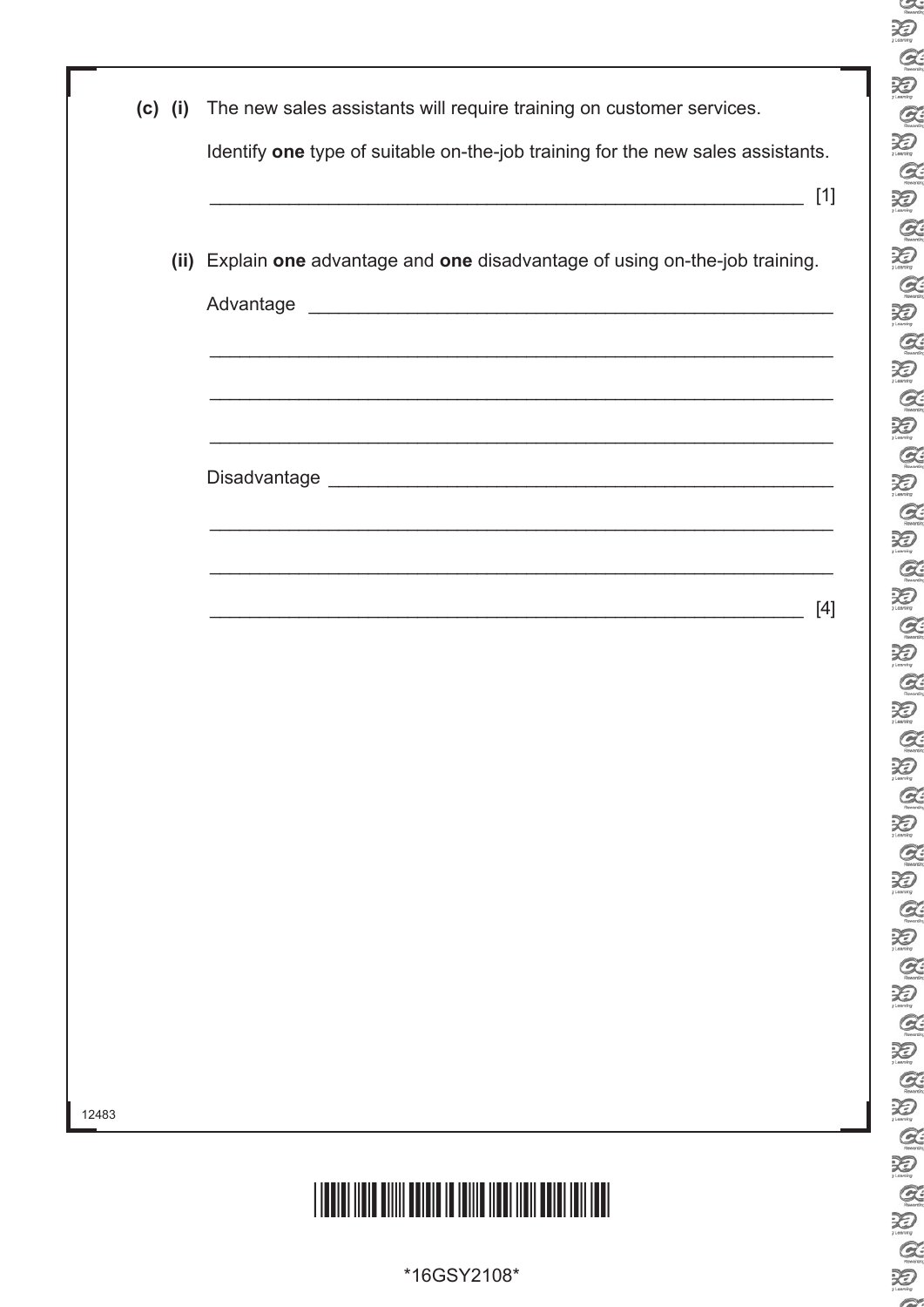**(c) (i)** The new sales assistants will require training on customer services.

Identify **one** type of suitable on-the-job training for the new sales assistants.

_______________________________________________________ [1]

**(ii)** Explain **one** advantage and **one** disadvantage of using on-the-job training.

Advantage _______________________________________________

_______________________________________________________

_______________________________________________________

_______________________________________________________

Disadvantage _____________________________________________

_______________________________________________________

_______________________________________________________

_______________________________________________________ [4]

12483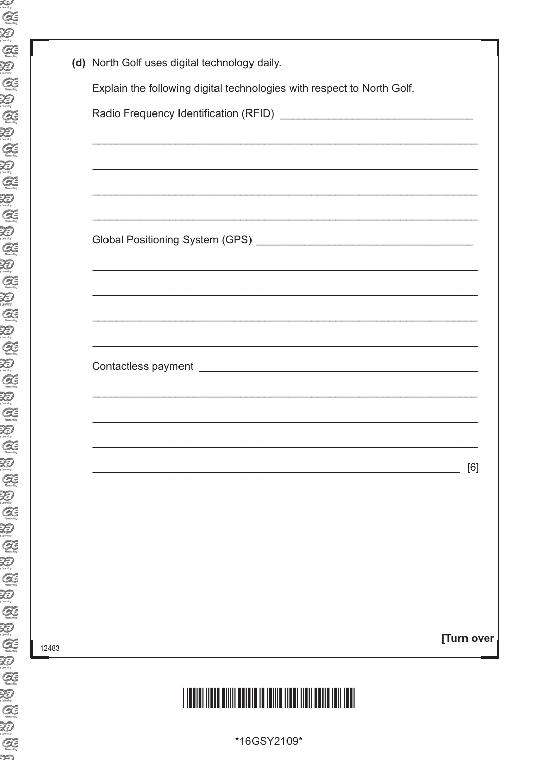**(d)** North Golf uses digital technology daily.

Explain the following digital technologies with respect to North Golf.

Radio Frequency Identification (RFID) ________________________________

______________________________________________________________

______________________________________________________________

______________________________________________________________

______________________________________________________________

Global Positioning System (GPS) ____________________________________

______________________________________________________________

______________________________________________________________

______________________________________________________________

______________________________________________________________

Contactless payment ______________________________________________

______________________________________________________________

______________________________________________________________

______________________________________________________________

______________________________________________________________ [6]

12483

**[Turn over**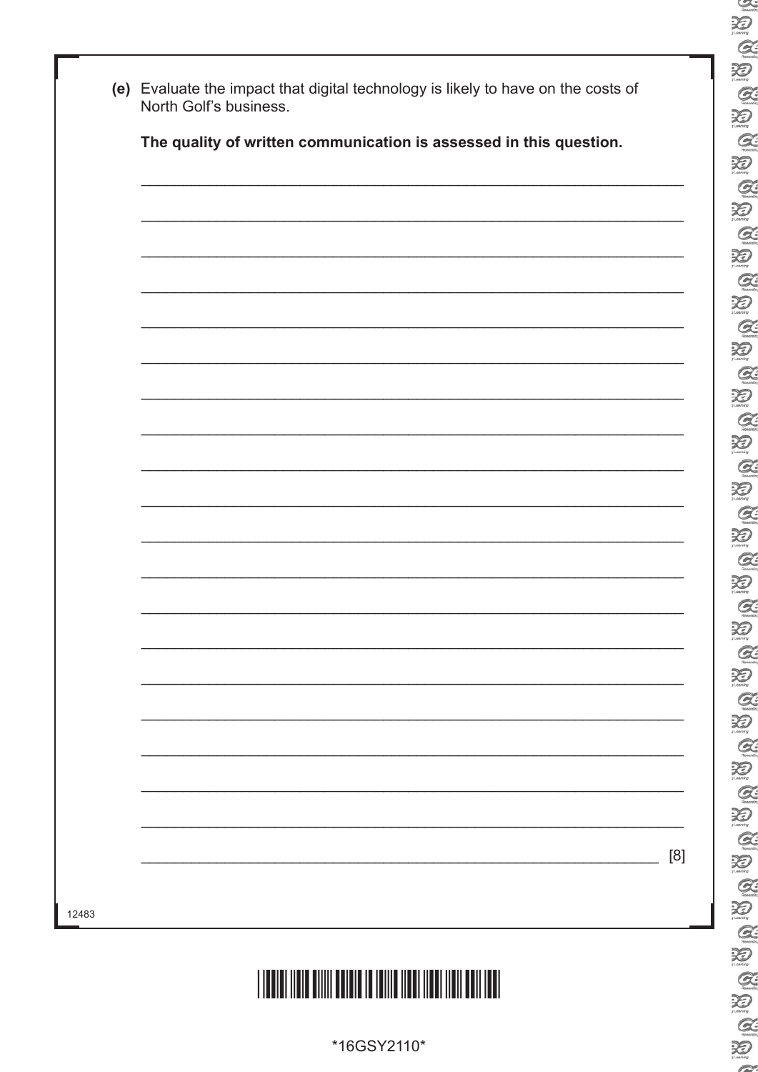**(e)** Evaluate the impact that digital technology is likely to have on the costs of North Golf's business.

**The quality of written communication is assessed in this question.**

[8]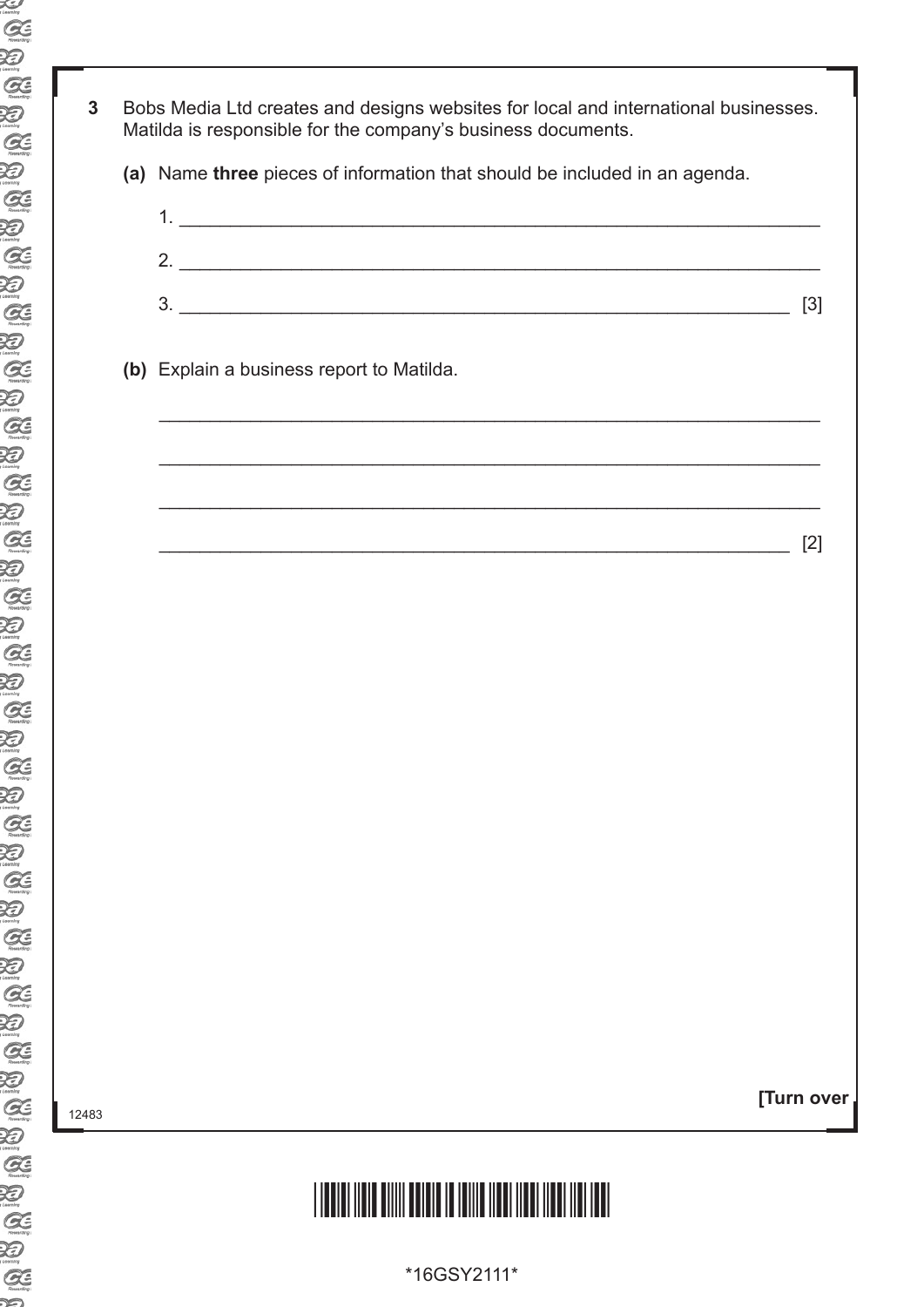**3** Bobs Media Ltd creates and designs websites for local and international businesses. Matilda is responsible for the company's business documents.

**(a)** Name **three** pieces of information that should be included in an agenda.

1. ______________________________________________

2. ______________________________________________

3. ______________________________________________ [3]

**(b)** Explain a business report to Matilda.

______________________________________________

______________________________________________

______________________________________________

______________________________________________ [2]

**[Turn over**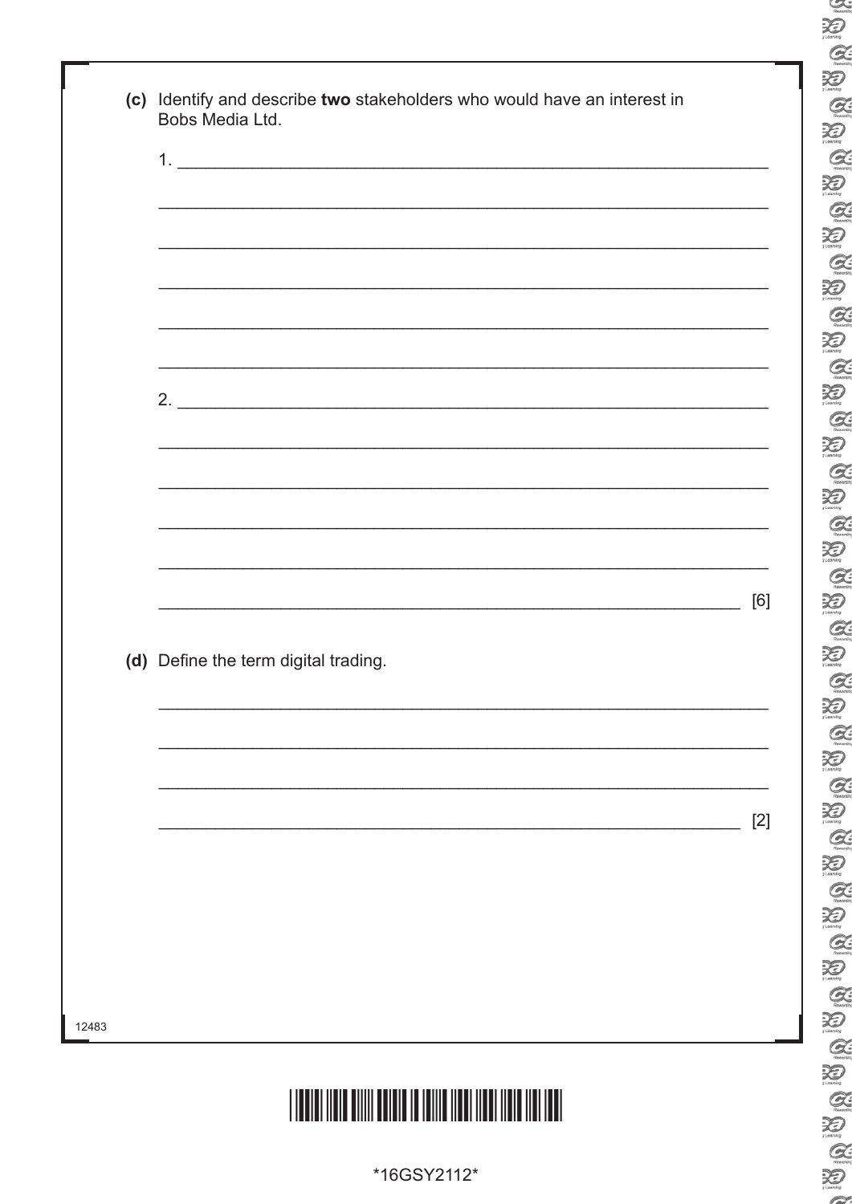**(c)** Identify and describe **two** stakeholders who would have an interest in Bobs Media Ltd.

1. ________________________________________________________________

________________________________________________________________

________________________________________________________________

________________________________________________________________

________________________________________________________________

________________________________________________________________

2. ________________________________________________________________

________________________________________________________________

________________________________________________________________

________________________________________________________________

________________________________________________________________

________________________________________________________________ [6]

**(d)** Define the term digital trading.

________________________________________________________________

________________________________________________________________

________________________________________________________________

________________________________________________________________ [2]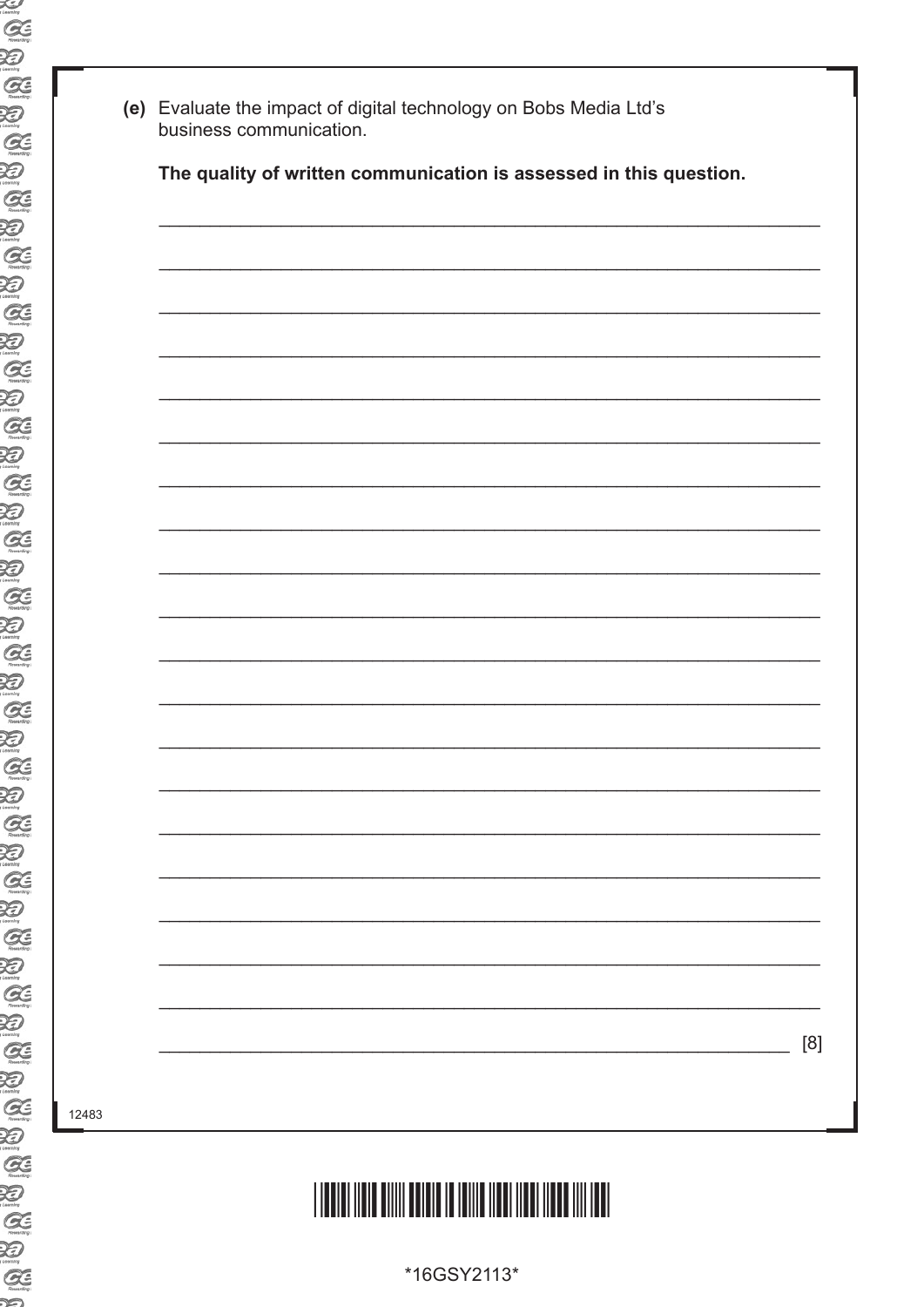(e) Evaluate the impact of digital technology on Bobs Media Ltd's business communication.

**The quality of written communication is assessed in this question.**

[8]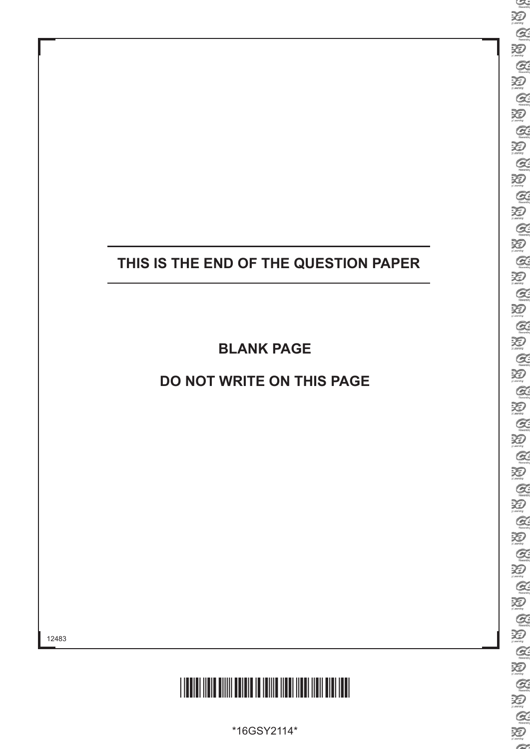**THIS IS THE END OF THE QUESTION PAPER**

**BLANK PAGE**

**DO NOT WRITE ON THIS PAGE**

12483

\*16GSY2114\*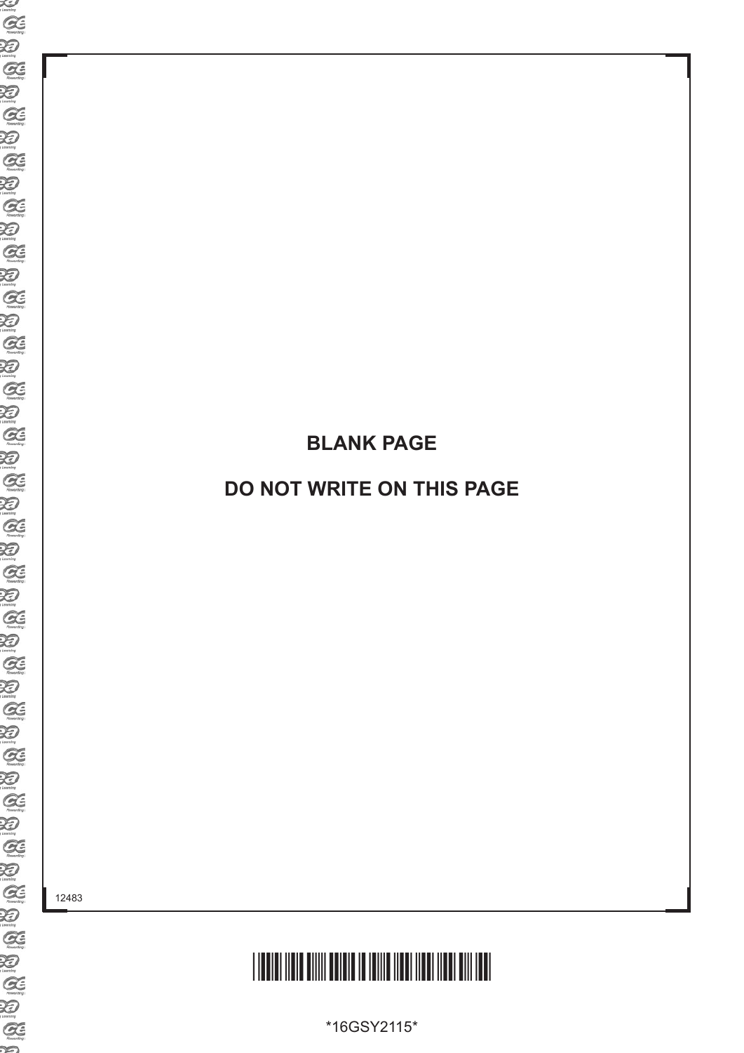**BLANK PAGE**

**DO NOT WRITE ON THIS PAGE**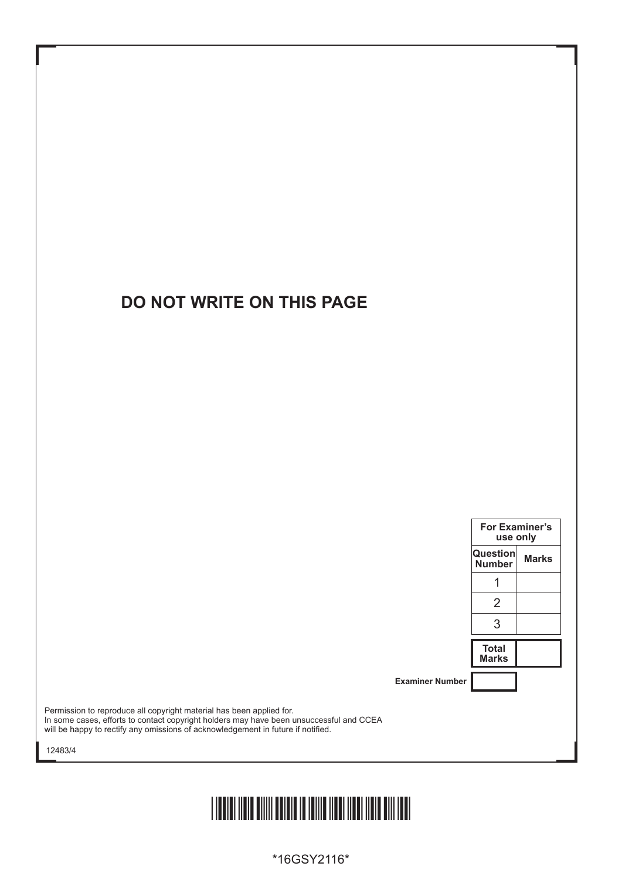**DO NOT WRITE ON THIS PAGE**

| For Examiner's use only | |
|---|---|
| Question Number | Marks |
| 1 | |
| 2 | |
| 3 | |
| Total Marks | |

Examiner Number

Permission to reproduce all copyright material has been applied for.
In some cases, efforts to contact copyright holders may have been unsuccessful and CCEA will be happy to rectify any omissions of acknowledgement in future if notified.

12483/4

*16GSY2116*